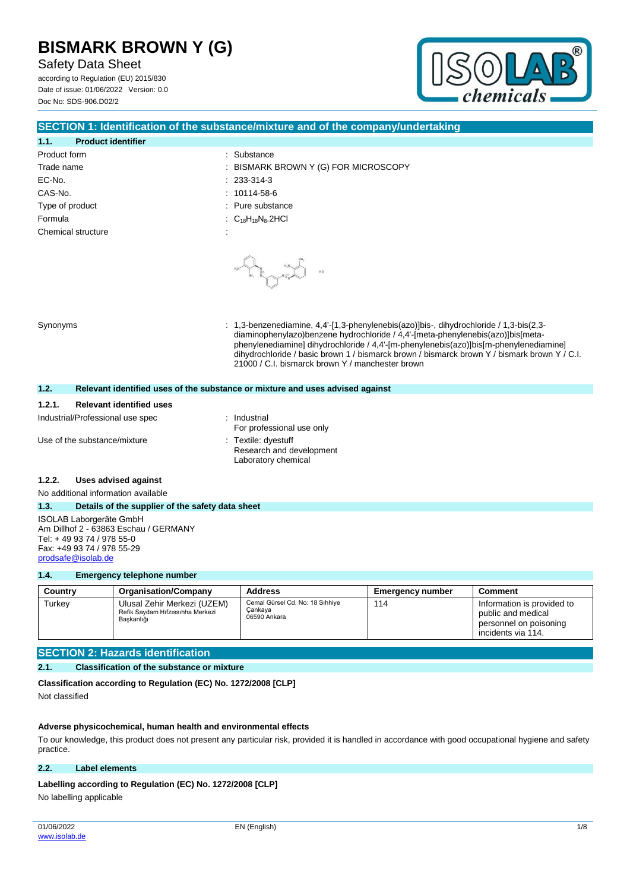# BISMARK BROWN Y (G)

Safety Data Sheet

according to Regulation (EU) 2015/830

Date of issue: 01/06/2022 Version: 0.0

Doc No: SDS-906.D02/2

## SECTION 1: Identification of the substance/mixture and of the company/undertaking

### 1.1. Product identifier

| | |
|---|---|
| Product form | : Substance |
| Trade name | : BISMARK BROWN Y (G) FOR MICROSCOPY |
| EC-No. | : 233-314-3 |
| CAS-No. | : 10114-58-6 |
| Type of product | : Pure substance |
| Formula | : $C_{18}H_{18}N_8.2HCl$ |
| Chemical structure | : |

Synonyms : 1,3-benzenediamine, 4,4'-[1,3-phenylenebis(azo)]bis-, dihydrochloride / 1,3-bis(2,3-diaminophenylazo)benzene hydrochloride / 4,4'-[meta-phenylenebis(azo)]bis[meta-phenylenediamine] dihydrochloride / 4,4'-[m-phenylenebis(azo)]bis[m-phenylenediamine] dihydrochloride / basic brown 1 / bismarck brown / bismarck brown Y / bismark brown Y / C.I. 21000 / C.I. bismarck brown Y / manchester brown

### 1.2. Relevant identified uses of the substance or mixture and uses advised against

#### 1.2.1. Relevant identified uses

| | |
|---|---|
| Industrial/Professional use spec | : Industrial<br>For professional use only |
| Use of the substance/mixture | : Textile: dyestuff<br>Research and development<br>Laboratory chemical |

#### 1.2.2. Uses advised against

No additional information available

### 1.3. Details of the supplier of the safety data sheet

ISOLAB Laborgeräte GmbH
Am Dillhof 2 - 63863 Eschau / GERMANY
Tel: + 49 93 74 / 978 55-0
Fax: +49 93 74 / 978 55-29
prodsafe@isolab.de

### 1.4. Emergency telephone number

| Country | Organisation/Company | Address | Emergency number | Comment |
|---|---|---|---|---|
| Turkey | Ulusal Zehir Merkezi (UZEM)<br>Refik Saydam Hıfzıssıhha Merkezi Başkanlığı | Cemal Gürsel Cd. No: 18 Sıhhiye<br>Çankaya<br>06590 Ankara | 114 | Information is provided to public and medical personnel on poisoning incidents via 114. |

## SECTION 2: Hazards identification

### 2.1. Classification of the substance or mixture

**Classification according to Regulation (EC) No. 1272/2008 [CLP]**

Not classified

**Adverse physicochemical, human health and environmental effects**

To our knowledge, this product does not present any particular risk, provided it is handled in accordance with good occupational hygiene and safety practice.

### 2.2. Label elements

**Labelling according to Regulation (EC) No. 1272/2008 [CLP]**

No labelling applicable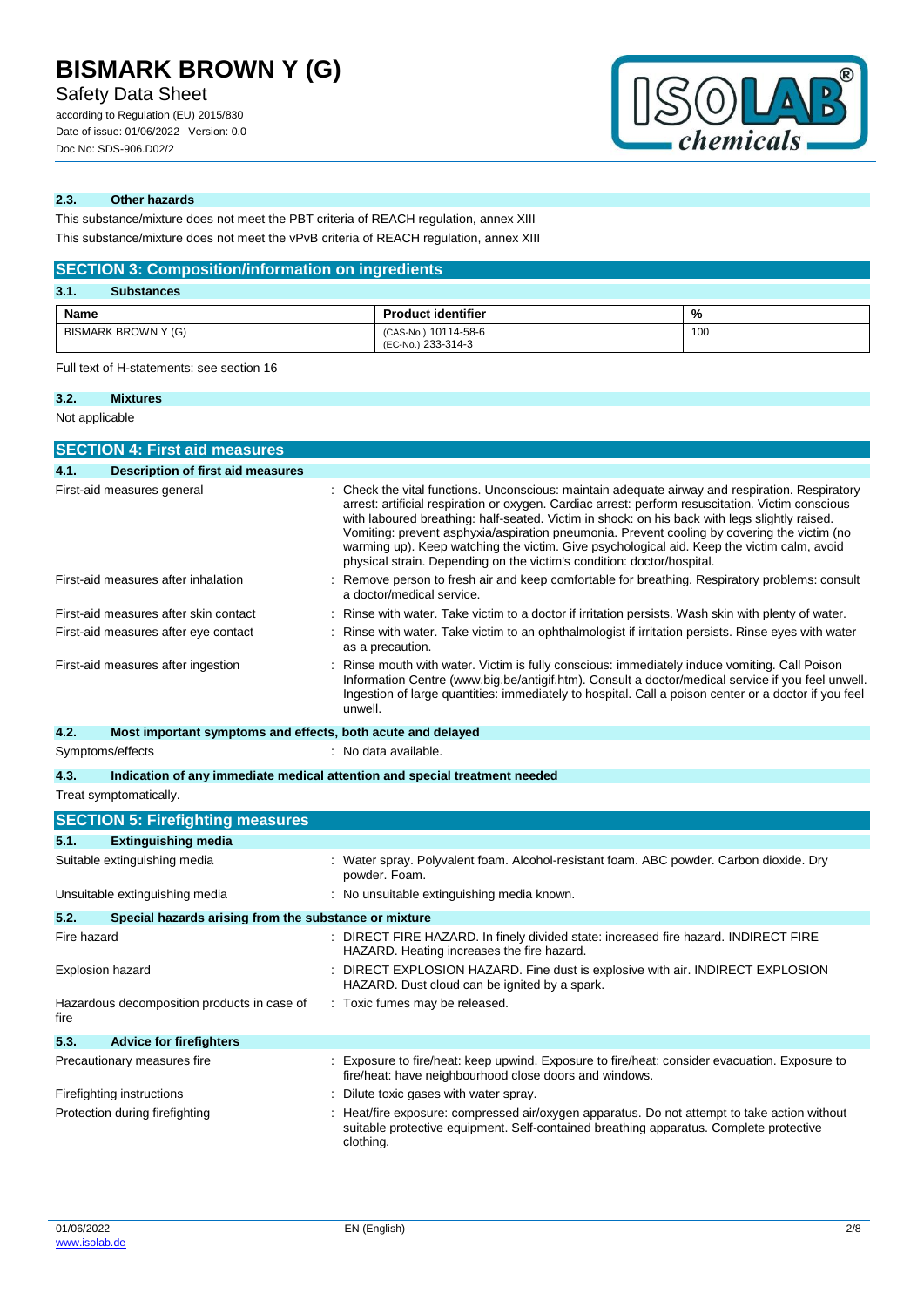### 2.3. Other hazards

This substance/mixture does not meet the PBT criteria of REACH regulation, annex XIII

This substance/mixture does not meet the vPvB criteria of REACH regulation, annex XIII

## SECTION 3: Composition/information on ingredients

### 3.1. Substances

| Name | Product identifier | % |
|---|---|---|
| BISMARK BROWN Y (G) | (CAS-No.) 10114-58-6<br>(EC-No.) 233-314-3 | 100 |

Full text of H-statements: see section 16

### 3.2. Mixtures

Not applicable

## SECTION 4: First aid measures

### 4.1. Description of first aid measures

First-aid measures general : Check the vital functions. Unconscious: maintain adequate airway and respiration. Respiratory arrest: artificial respiration or oxygen. Cardiac arrest: perform resuscitation. Victim conscious with laboured breathing: half-seated. Victim in shock: on his back with legs slightly raised. Vomiting: prevent asphyxia/aspiration pneumonia. Prevent cooling by covering the victim (no warming up). Keep watching the victim. Give psychological aid. Keep the victim calm, avoid physical strain. Depending on the victim's condition: doctor/hospital.

First-aid measures after inhalation : Remove person to fresh air and keep comfortable for breathing. Respiratory problems: consult a doctor/medical service.

First-aid measures after skin contact : Rinse with water. Take victim to a doctor if irritation persists. Wash skin with plenty of water.

First-aid measures after eye contact : Rinse with water. Take victim to an ophthalmologist if irritation persists. Rinse eyes with water as a precaution.

First-aid measures after ingestion : Rinse mouth with water. Victim is fully conscious: immediately induce vomiting. Call Poison Information Centre (www.big.be/antigif.htm). Consult a doctor/medical service if you feel unwell. Ingestion of large quantities: immediately to hospital. Call a poison center or a doctor if you feel unwell.

### 4.2. Most important symptoms and effects, both acute and delayed

Symptoms/effects : No data available.

### 4.3. Indication of any immediate medical attention and special treatment needed

Treat symptomatically.

## SECTION 5: Firefighting measures

### 5.1. Extinguishing media

Suitable extinguishing media : Water spray. Polyvalent foam. Alcohol-resistant foam. ABC powder. Carbon dioxide. Dry powder. Foam.

Unsuitable extinguishing media : No unsuitable extinguishing media known.

### 5.2. Special hazards arising from the substance or mixture

Fire hazard : DIRECT FIRE HAZARD. In finely divided state: increased fire hazard. INDIRECT FIRE HAZARD. Heating increases the fire hazard.

Explosion hazard : DIRECT EXPLOSION HAZARD. Fine dust is explosive with air. INDIRECT EXPLOSION HAZARD. Dust cloud can be ignited by a spark.

Hazardous decomposition products in case of fire : Toxic fumes may be released.

### 5.3. Advice for firefighters

Precautionary measures fire : Exposure to fire/heat: keep upwind. Exposure to fire/heat: consider evacuation. Exposure to fire/heat: have neighbourhood close doors and windows.

Firefighting instructions : Dilute toxic gases with water spray.

Protection during firefighting : Heat/fire exposure: compressed air/oxygen apparatus. Do not attempt to take action without suitable protective equipment. Self-contained breathing apparatus. Complete protective clothing.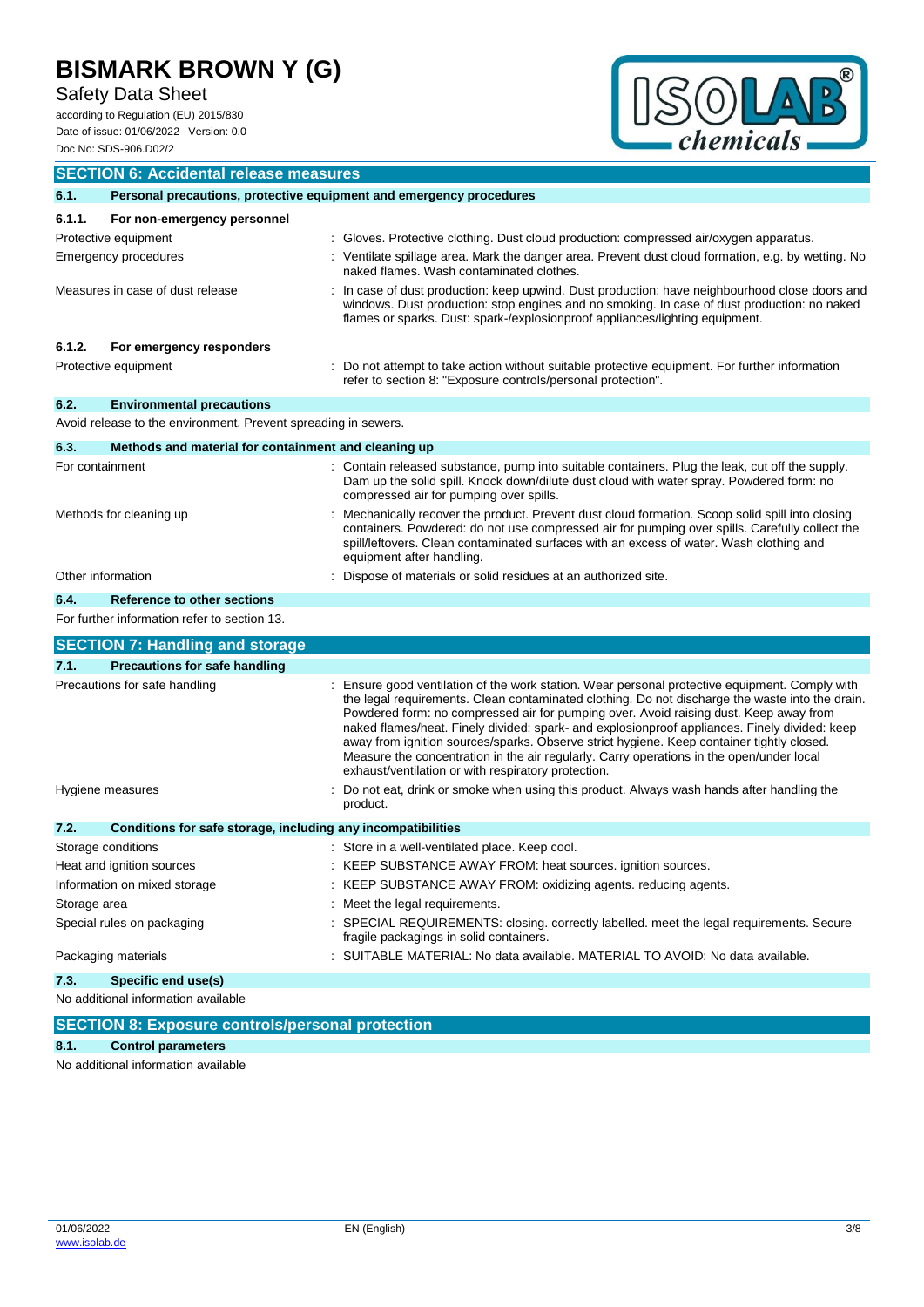## SECTION 6: Accidental release measures

### 6.1. Personal precautions, protective equipment and emergency procedures

#### 6.1.1. For non-emergency personnel

| | |
|---|---|
| Protective equipment | : Gloves. Protective clothing. Dust cloud production: compressed air/oxygen apparatus. |
| Emergency procedures | : Ventilate spillage area. Mark the danger area. Prevent dust cloud formation, e.g. by wetting. No naked flames. Wash contaminated clothes. |
| Measures in case of dust release | : In case of dust production: keep upwind. Dust production: have neighbourhood close doors and windows. Dust production: stop engines and no smoking. In case of dust production: no naked flames or sparks. Dust: spark-/explosionproof appliances/lighting equipment. |

#### 6.1.2. For emergency responders

| | |
|---|---|
| Protective equipment | : Do not attempt to take action without suitable protective equipment. For further information refer to section 8: "Exposure controls/personal protection". |

### 6.2. Environmental precautions

Avoid release to the environment. Prevent spreading in sewers.

### 6.3. Methods and material for containment and cleaning up

| | |
|---|---|
| For containment | : Contain released substance, pump into suitable containers. Plug the leak, cut off the supply. Dam up the solid spill. Knock down/dilute dust cloud with water spray. Powdered form: no compressed air for pumping over spills. |
| Methods for cleaning up | : Mechanically recover the product. Prevent dust cloud formation. Scoop solid spill into closing containers. Powdered: do not use compressed air for pumping over spills. Carefully collect the spill/leftovers. Clean contaminated surfaces with an excess of water. Wash clothing and equipment after handling. |
| Other information | : Dispose of materials or solid residues at an authorized site. |

### 6.4. Reference to other sections

For further information refer to section 13.

## SECTION 7: Handling and storage

### 7.1. Precautions for safe handling

| | |
|---|---|
| Precautions for safe handling | : Ensure good ventilation of the work station. Wear personal protective equipment. Comply with the legal requirements. Clean contaminated clothing. Do not discharge the waste into the drain. Powdered form: no compressed air for pumping over. Avoid raising dust. Keep away from naked flames/heat. Finely divided: spark- and explosionproof appliances. Finely divided: keep away from ignition sources/sparks. Observe strict hygiene. Keep container tightly closed. Measure the concentration in the air regularly. Carry operations in the open/under local exhaust/ventilation or with respiratory protection. |
| Hygiene measures | : Do not eat, drink or smoke when using this product. Always wash hands after handling the product. |

### 7.2. Conditions for safe storage, including any incompatibilities

| | |
|---|---|
| Storage conditions | : Store in a well-ventilated place. Keep cool. |
| Heat and ignition sources | : KEEP SUBSTANCE AWAY FROM: heat sources. ignition sources. |
| Information on mixed storage | : KEEP SUBSTANCE AWAY FROM: oxidizing agents. reducing agents. |
| Storage area | : Meet the legal requirements. |
| Special rules on packaging | : SPECIAL REQUIREMENTS: closing. correctly labelled. meet the legal requirements. Secure fragile packagings in solid containers. |
| Packaging materials | : SUITABLE MATERIAL: No data available. MATERIAL TO AVOID: No data available. |

### 7.3. Specific end use(s)

No additional information available

## SECTION 8: Exposure controls/personal protection

### 8.1. Control parameters

No additional information available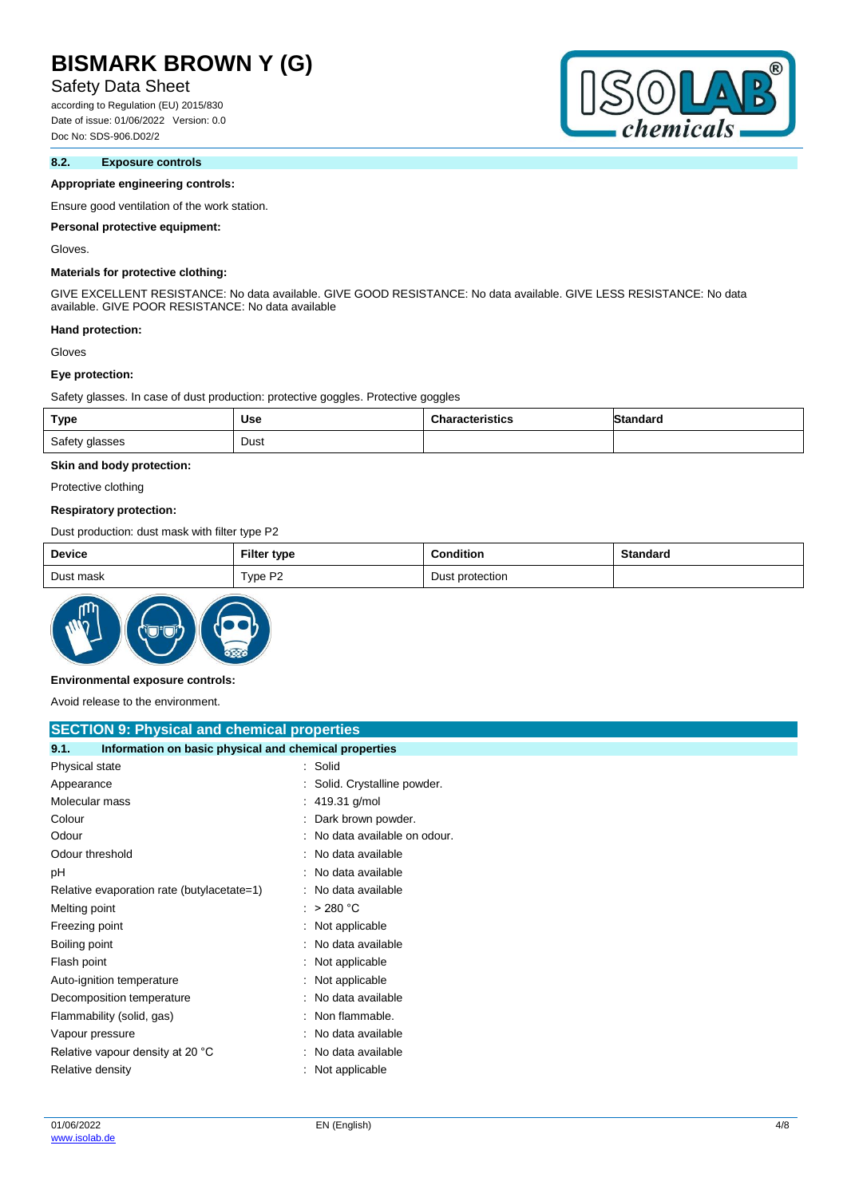### 8.2. Exposure controls

**Appropriate engineering controls:**

Ensure good ventilation of the work station.

**Personal protective equipment:**

Gloves.

**Materials for protective clothing:**

GIVE EXCELLENT RESISTANCE: No data available. GIVE GOOD RESISTANCE: No data available. GIVE LESS RESISTANCE: No data available. GIVE POOR RESISTANCE: No data available

**Hand protection:**

Gloves

**Eye protection:**

Safety glasses. In case of dust production: protective goggles. Protective goggles

| Type | Use | Characteristics | Standard |
|---|---|---|---|
| Safety glasses | Dust | | |

**Skin and body protection:**

Protective clothing

**Respiratory protection:**

Dust production: dust mask with filter type P2

| Device | Filter type | Condition | Standard |
|---|---|---|---|
| Dust mask | Type P2 | Dust protection | |

**Environmental exposure controls:**

Avoid release to the environment.

## SECTION 9: Physical and chemical properties

### 9.1. Information on basic physical and chemical properties

| | |
|---|---|
| Physical state | : Solid |
| Appearance | : Solid. Crystalline powder. |
| Molecular mass | : 419.31 g/mol |
| Colour | : Dark brown powder. |
| Odour | : No data available on odour. |
| Odour threshold | : No data available |
| pH | : No data available |
| Relative evaporation rate (butylacetate=1) | : No data available |
| Melting point | : > 280 °C |
| Freezing point | : Not applicable |
| Boiling point | : No data available |
| Flash point | : Not applicable |
| Auto-ignition temperature | : Not applicable |
| Decomposition temperature | : No data available |
| Flammability (solid, gas) | : Non flammable. |
| Vapour pressure | : No data available |
| Relative vapour density at 20 °C | : No data available |
| Relative density | : Not applicable |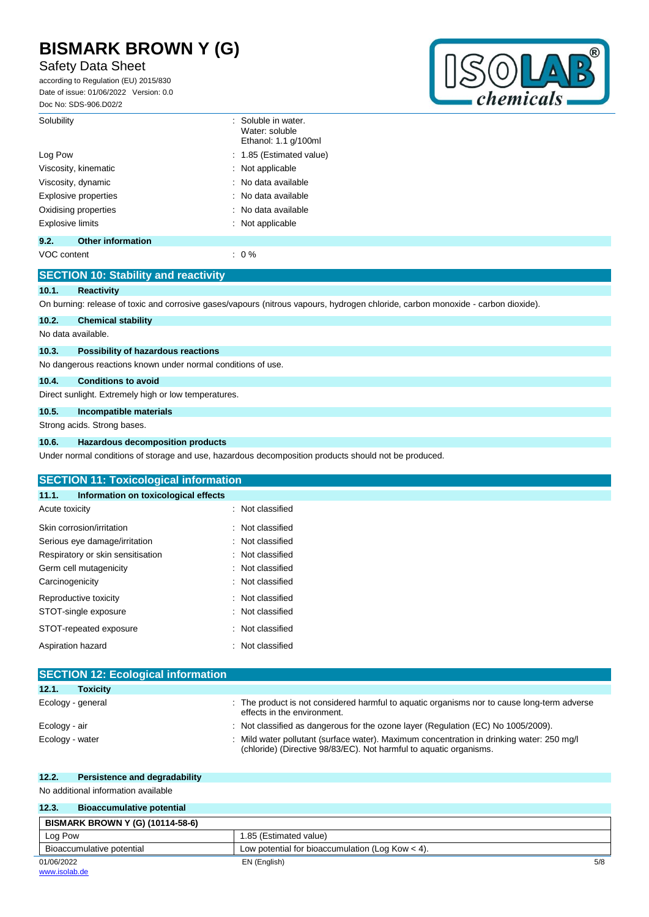| | |
|---|---|
| Solubility | : Soluble in water.<br>Water: soluble<br>Ethanol: 1.1 g/100ml |
| Log Pow | : 1.85 (Estimated value) |
| Viscosity, kinematic | : Not applicable |
| Viscosity, dynamic | : No data available |
| Explosive properties | : No data available |
| Oxidising properties | : No data available |
| Explosive limits | : Not applicable |

### 9.2. Other information

| | |
|---|---|
| VOC content | : 0 % |

## SECTION 10: Stability and reactivity

### 10.1. Reactivity

On burning: release of toxic and corrosive gases/vapours (nitrous vapours, hydrogen chloride, carbon monoxide - carbon dioxide).

### 10.2. Chemical stability

No data available.

### 10.3. Possibility of hazardous reactions

No dangerous reactions known under normal conditions of use.

### 10.4. Conditions to avoid

Direct sunlight. Extremely high or low temperatures.

### 10.5. Incompatible materials

Strong acids. Strong bases.

### 10.6. Hazardous decomposition products

Under normal conditions of storage and use, hazardous decomposition products should not be produced.

## SECTION 11: Toxicological information

### 11.1. Information on toxicological effects

| | |
|---|---|
| Acute toxicity | : Not classified |
| Skin corrosion/irritation | : Not classified |
| Serious eye damage/irritation | : Not classified |
| Respiratory or skin sensitisation | : Not classified |
| Germ cell mutagenicity | : Not classified |
| Carcinogenicity | : Not classified |
| Reproductive toxicity | : Not classified |
| STOT-single exposure | : Not classified |
| STOT-repeated exposure | : Not classified |
| Aspiration hazard | : Not classified |

## SECTION 12: Ecological information

### 12.1. Toxicity

| | |
|---|---|
| Ecology - general | : The product is not considered harmful to aquatic organisms nor to cause long-term adverse effects in the environment. |
| Ecology - air | : Not classified as dangerous for the ozone layer (Regulation (EC) No 1005/2009). |
| Ecology - water | : Mild water pollutant (surface water). Maximum concentration in drinking water: 250 mg/l (chloride) (Directive 98/83/EC). Not harmful to aquatic organisms. |

### 12.2. Persistence and degradability

No additional information available

### 12.3. Bioaccumulative potential

| BISMARK BROWN Y (G) (10114-58-6) | |
|---|---|
| Log Pow | 1.85 (Estimated value) |
| Bioaccumulative potential | Low potential for bioaccumulation (Log Kow < 4). |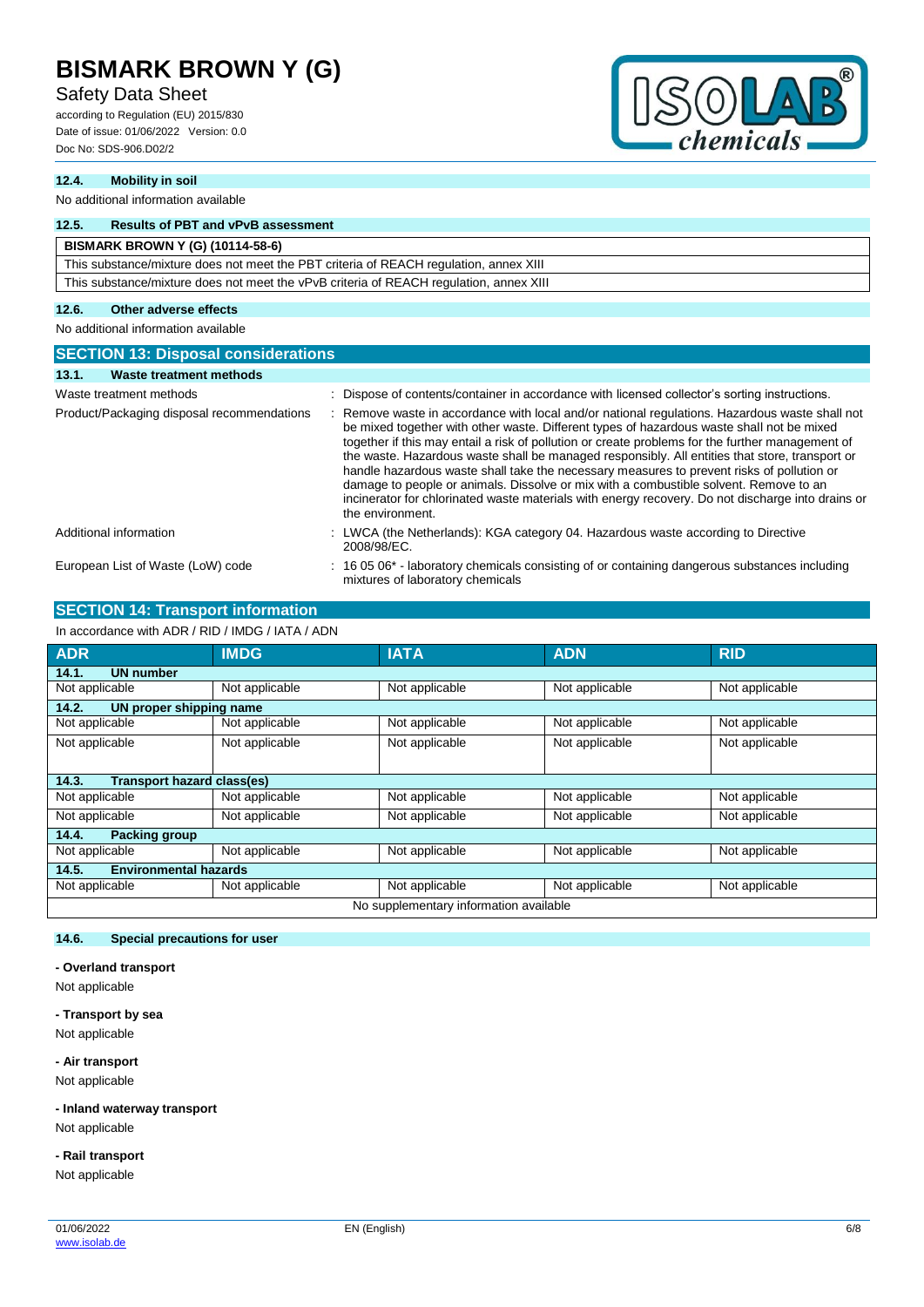### 12.4. Mobility in soil

No additional information available

### 12.5. Results of PBT and vPvB assessment

| BISMARK BROWN Y (G) (10114-58-6) |
|---|
| This substance/mixture does not meet the PBT criteria of REACH regulation, annex XIII |
| This substance/mixture does not meet the vPvB criteria of REACH regulation, annex XIII |

### 12.6. Other adverse effects

No additional information available

## SECTION 13: Disposal considerations

### 13.1. Waste treatment methods

| | |
|---|---|
| Waste treatment methods | : Dispose of contents/container in accordance with licensed collector's sorting instructions. |
| Product/Packaging disposal recommendations | : Remove waste in accordance with local and/or national regulations. Hazardous waste shall not be mixed together with other waste. Different types of hazardous waste shall not be mixed together if this may entail a risk of pollution or create problems for the further management of the waste. Hazardous waste shall be managed responsibly. All entities that store, transport or handle hazardous waste shall take the necessary measures to prevent risks of pollution or damage to people or animals. Dissolve or mix with a combustible solvent. Remove to an incinerator for chlorinated waste materials with energy recovery. Do not discharge into drains or the environment. |
| Additional information | : LWCA (the Netherlands): KGA category 04. Hazardous waste according to Directive 2008/98/EC. |
| European List of Waste (LoW) code | : 16 05 06* - laboratory chemicals consisting of or containing dangerous substances including mixtures of laboratory chemicals |

## SECTION 14: Transport information

In accordance with ADR / RID / IMDG / IATA / ADN

| ADR | IMDG | IATA | ADN | RID |
|---|---|---|---|---|
| **14.1. UN number** | | | | |
| Not applicable | Not applicable | Not applicable | Not applicable | Not applicable |
| **14.2. UN proper shipping name** | | | | |
| Not applicable | Not applicable | Not applicable | Not applicable | Not applicable |
| Not applicable | Not applicable | Not applicable | Not applicable | Not applicable |
| **14.3. Transport hazard class(es)** | | | | |
| Not applicable | Not applicable | Not applicable | Not applicable | Not applicable |
| Not applicable | Not applicable | Not applicable | Not applicable | Not applicable |
| **14.4. Packing group** | | | | |
| Not applicable | Not applicable | Not applicable | Not applicable | Not applicable |
| **14.5. Environmental hazards** | | | | |
| Not applicable | Not applicable | Not applicable | Not applicable | Not applicable |
| No supplementary information available | | | | |

### 14.6. Special precautions for user

**- Overland transport**

Not applicable

**- Transport by sea**

Not applicable

**- Air transport**

Not applicable

**- Inland waterway transport**

Not applicable

**- Rail transport**

Not applicable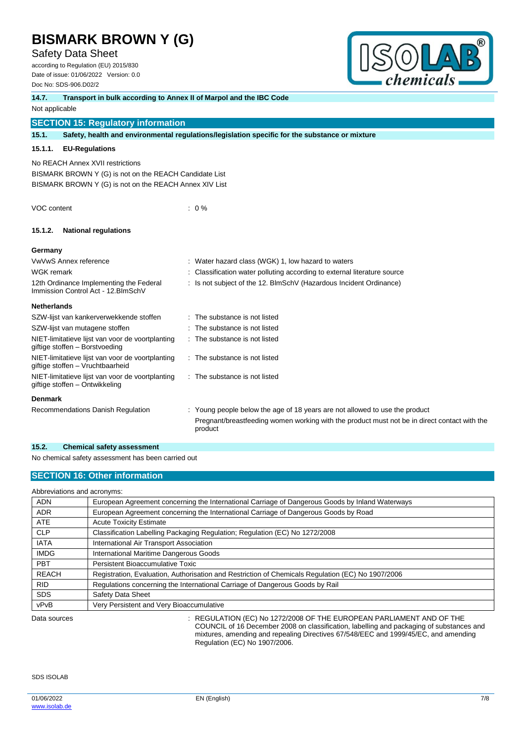### 14.7. Transport in bulk according to Annex II of Marpol and the IBC Code

Not applicable

## SECTION 15: Regulatory information

### 15.1. Safety, health and environmental regulations/legislation specific for the substance or mixture

#### 15.1.1. EU-Regulations

No REACH Annex XVII restrictions

BISMARK BROWN Y (G) is not on the REACH Candidate List

BISMARK BROWN Y (G) is not on the REACH Annex XIV List

VOC content : 0 %

#### 15.1.2. National regulations

**Germany**

| | |
|---|---|
| VwVwS Annex reference | : Water hazard class (WGK) 1, low hazard to waters |
| WGK remark | : Classification water polluting according to external literature source |
| 12th Ordinance Implementing the Federal Immission Control Act - 12.BImSchV | : Is not subject of the 12. BlmSchV (Hazardous Incident Ordinance) |

**Netherlands**

| | |
|---|---|
| SZW-lijst van kankerverwekkende stoffen | : The substance is not listed |
| SZW-lijst van mutagene stoffen | : The substance is not listed |
| NIET-limitatieve lijst van voor de voortplanting giftige stoffen – Borstvoeding | : The substance is not listed |
| NIET-limitatieve lijst van voor de voortplanting giftige stoffen – Vruchtbaarheid | : The substance is not listed |
| NIET-limitatieve lijst van voor de voortplanting giftige stoffen – Ontwikkeling | : The substance is not listed |

**Denmark**

| | |
|---|---|
| Recommendations Danish Regulation | : Young people below the age of 18 years are not allowed to use the product<br>Pregnant/breastfeeding women working with the product must not be in direct contact with the product |

### 15.2. Chemical safety assessment

No chemical safety assessment has been carried out

## SECTION 16: Other information

Abbreviations and acronyms:

| | |
|---|---|
| ADN | European Agreement concerning the International Carriage of Dangerous Goods by Inland Waterways |
| ADR | European Agreement concerning the International Carriage of Dangerous Goods by Road |
| ATE | Acute Toxicity Estimate |
| CLP | Classification Labelling Packaging Regulation; Regulation (EC) No 1272/2008 |
| IATA | International Air Transport Association |
| IMDG | International Maritime Dangerous Goods |
| PBT | Persistent Bioaccumulative Toxic |
| REACH | Registration, Evaluation, Authorisation and Restriction of Chemicals Regulation (EC) No 1907/2006 |
| RID | Regulations concerning the International Carriage of Dangerous Goods by Rail |
| SDS | Safety Data Sheet |
| vPvB | Very Persistent and Very Bioaccumulative |

Data sources : REGULATION (EC) No 1272/2008 OF THE EUROPEAN PARLIAMENT AND OF THE COUNCIL of 16 December 2008 on classification, labelling and packaging of substances and mixtures, amending and repealing Directives 67/548/EEC and 1999/45/EC, and amending Regulation (EC) No 1907/2006.

SDS ISOLAB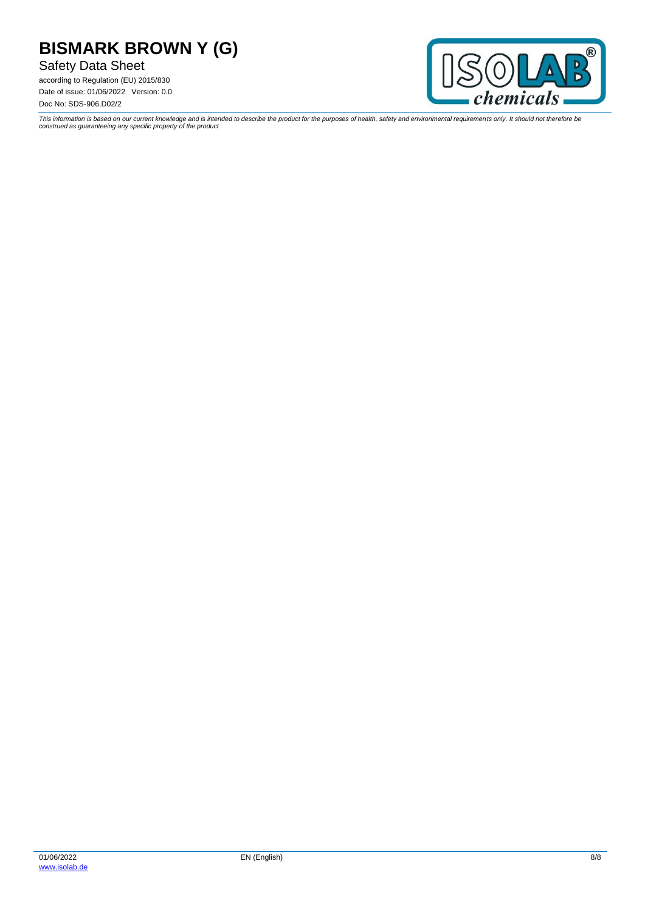*This information is based on our current knowledge and is intended to describe the product for the purposes of health, safety and environmental requirements only. It should not therefore be construed as guaranteeing any specific property of the product*